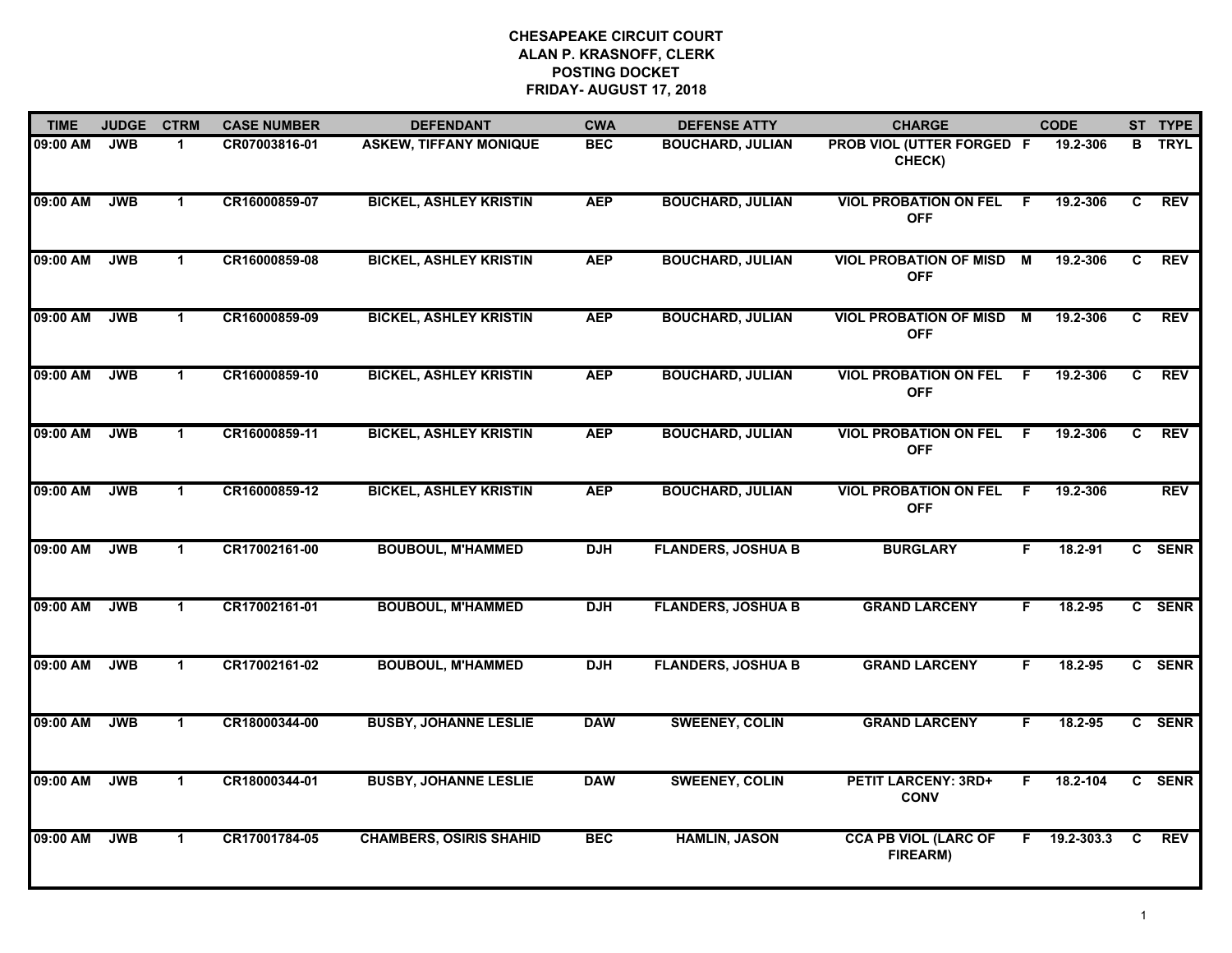**CHESAPEAKE CIRCUIT COURT**
**ALAN P. KRASNOFF, CLERK**
**POSTING DOCKET**
**FRIDAY- AUGUST 17, 2018**

| TIME | JUDGE | CTRM | CASE NUMBER | DEFENDANT | CWA | DEFENSE ATTY | CHARGE | | CODE | ST | TYPE |
|---|---|---|---|---|---|---|---|---|---|---|---|
| 09:00 AM | JWB | 1 | CR07003816-01 | ASKEW, TIFFANY MONIQUE | BEC | BOUCHARD, JULIAN | PROB VIOL (UTTER FORGED CHECK) | F | 19.2-306 | B | TRYL |
| 09:00 AM | JWB | 1 | CR16000859-07 | BICKEL, ASHLEY KRISTIN | AEP | BOUCHARD, JULIAN | VIOL PROBATION ON FEL OFF | F | 19.2-306 | C | REV |
| 09:00 AM | JWB | 1 | CR16000859-08 | BICKEL, ASHLEY KRISTIN | AEP | BOUCHARD, JULIAN | VIOL PROBATION OF MISD OFF | M | 19.2-306 | C | REV |
| 09:00 AM | JWB | 1 | CR16000859-09 | BICKEL, ASHLEY KRISTIN | AEP | BOUCHARD, JULIAN | VIOL PROBATION OF MISD OFF | M | 19.2-306 | C | REV |
| 09:00 AM | JWB | 1 | CR16000859-10 | BICKEL, ASHLEY KRISTIN | AEP | BOUCHARD, JULIAN | VIOL PROBATION ON FEL OFF | F | 19.2-306 | C | REV |
| 09:00 AM | JWB | 1 | CR16000859-11 | BICKEL, ASHLEY KRISTIN | AEP | BOUCHARD, JULIAN | VIOL PROBATION ON FEL OFF | F | 19.2-306 | C | REV |
| 09:00 AM | JWB | 1 | CR16000859-12 | BICKEL, ASHLEY KRISTIN | AEP | BOUCHARD, JULIAN | VIOL PROBATION ON FEL OFF | F | 19.2-306 | | REV |
| 09:00 AM | JWB | 1 | CR17002161-00 | BOUBOUL, M'HAMMED | DJH | FLANDERS, JOSHUA B | BURGLARY | F | 18.2-91 | C | SENR |
| 09:00 AM | JWB | 1 | CR17002161-01 | BOUBOUL, M'HAMMED | DJH | FLANDERS, JOSHUA B | GRAND LARCENY | F | 18.2-95 | C | SENR |
| 09:00 AM | JWB | 1 | CR17002161-02 | BOUBOUL, M'HAMMED | DJH | FLANDERS, JOSHUA B | GRAND LARCENY | F | 18.2-95 | C | SENR |
| 09:00 AM | JWB | 1 | CR18000344-00 | BUSBY, JOHANNE LESLIE | DAW | SWEENEY, COLIN | GRAND LARCENY | F | 18.2-95 | C | SENR |
| 09:00 AM | JWB | 1 | CR18000344-01 | BUSBY, JOHANNE LESLIE | DAW | SWEENEY, COLIN | PETIT LARCENY: 3RD+ CONV | F | 18.2-104 | C | SENR |
| 09:00 AM | JWB | 1 | CR17001784-05 | CHAMBERS, OSIRIS SHAHID | BEC | HAMLIN, JASON | CCA PB VIOL (LARC OF FIREARM) | F | 19.2-303.3 | C | REV |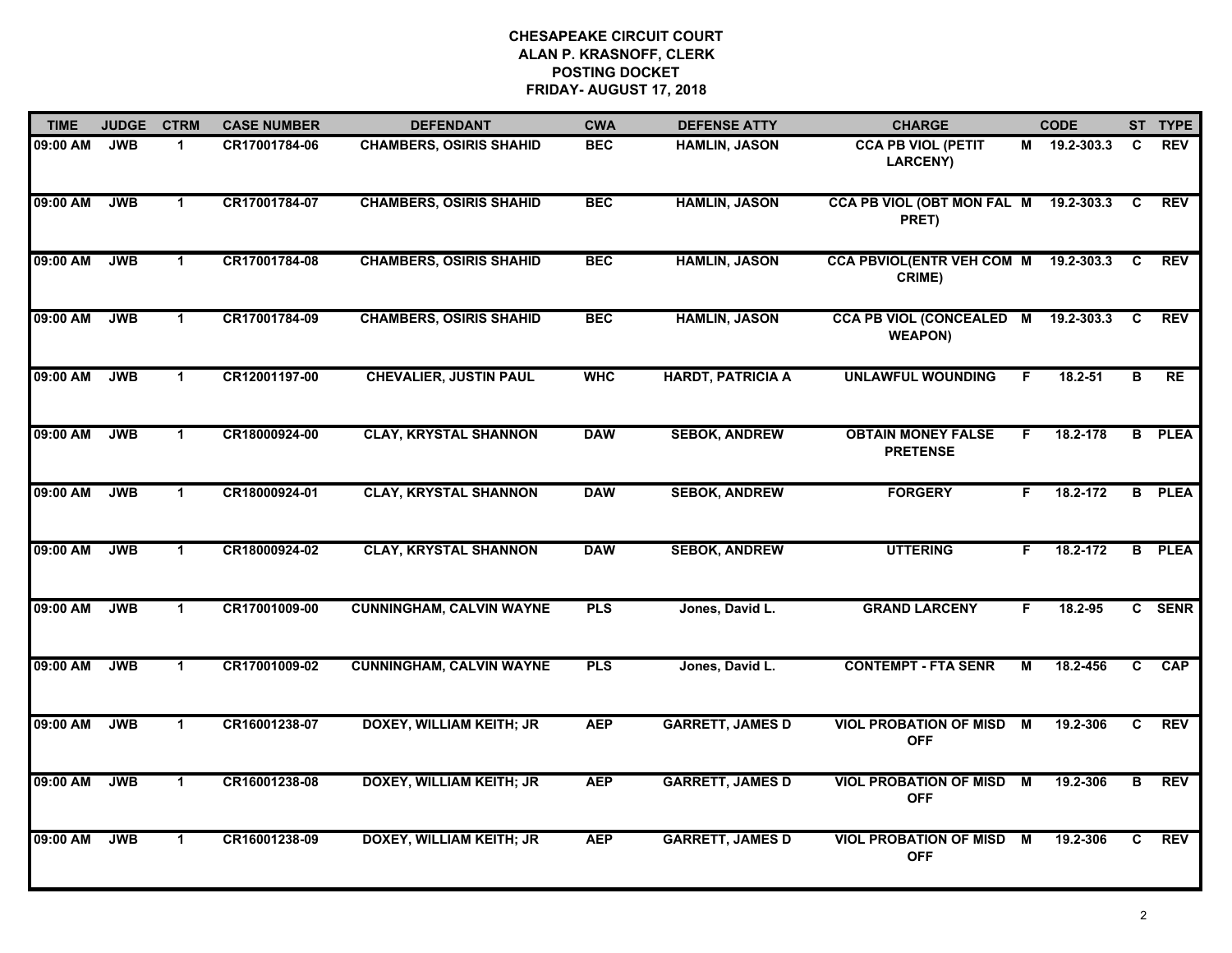# CHESAPEAKE CIRCUIT COURT
## ALAN P. KRASNOFF, CLERK
## POSTING DOCKET
## FRIDAY- AUGUST 17, 2018

| TIME | JUDGE | CTRM | CASE NUMBER | DEFENDANT | CWA | DEFENSE ATTY | CHARGE | | CODE | ST | TYPE |
|---|---|---|---|---|---|---|---|---|---|---|---|
| 09:00 AM | JWB | 1 | CR17001784-06 | CHAMBERS, OSIRIS SHAHID | BEC | HAMLIN, JASON | CCA PB VIOL (PETIT LARCENY) | M | 19.2-303.3 | C | REV |
| 09:00 AM | JWB | 1 | CR17001784-07 | CHAMBERS, OSIRIS SHAHID | BEC | HAMLIN, JASON | CCA PB VIOL (OBT MON FAL PRET) | M | 19.2-303.3 | C | REV |
| 09:00 AM | JWB | 1 | CR17001784-08 | CHAMBERS, OSIRIS SHAHID | BEC | HAMLIN, JASON | CCA PBVIOL(ENTR VEH COM CRIME) | M | 19.2-303.3 | C | REV |
| 09:00 AM | JWB | 1 | CR17001784-09 | CHAMBERS, OSIRIS SHAHID | BEC | HAMLIN, JASON | CCA PB VIOL (CONCEALED WEAPON) | M | 19.2-303.3 | C | REV |
| 09:00 AM | JWB | 1 | CR12001197-00 | CHEVALIER, JUSTIN PAUL | WHC | HARDT, PATRICIA A | UNLAWFUL WOUNDING | F | 18.2-51 | B | RE |
| 09:00 AM | JWB | 1 | CR18000924-00 | CLAY, KRYSTAL SHANNON | DAW | SEBOK, ANDREW | OBTAIN MONEY FALSE PRETENSE | F | 18.2-178 | B | PLEA |
| 09:00 AM | JWB | 1 | CR18000924-01 | CLAY, KRYSTAL SHANNON | DAW | SEBOK, ANDREW | FORGERY | F | 18.2-172 | B | PLEA |
| 09:00 AM | JWB | 1 | CR18000924-02 | CLAY, KRYSTAL SHANNON | DAW | SEBOK, ANDREW | UTTERING | F | 18.2-172 | B | PLEA |
| 09:00 AM | JWB | 1 | CR17001009-00 | CUNNINGHAM, CALVIN WAYNE | PLS | Jones, David L. | GRAND LARCENY | F | 18.2-95 | C | SENR |
| 09:00 AM | JWB | 1 | CR17001009-02 | CUNNINGHAM, CALVIN WAYNE | PLS | Jones, David L. | CONTEMPT - FTA SENR | M | 18.2-456 | C | CAP |
| 09:00 AM | JWB | 1 | CR16001238-07 | DOXEY, WILLIAM KEITH; JR | AEP | GARRETT, JAMES D | VIOL PROBATION OF MISD OFF | M | 19.2-306 | C | REV |
| 09:00 AM | JWB | 1 | CR16001238-08 | DOXEY, WILLIAM KEITH; JR | AEP | GARRETT, JAMES D | VIOL PROBATION OF MISD OFF | M | 19.2-306 | B | REV |
| 09:00 AM | JWB | 1 | CR16001238-09 | DOXEY, WILLIAM KEITH; JR | AEP | GARRETT, JAMES D | VIOL PROBATION OF MISD OFF | M | 19.2-306 | C | REV |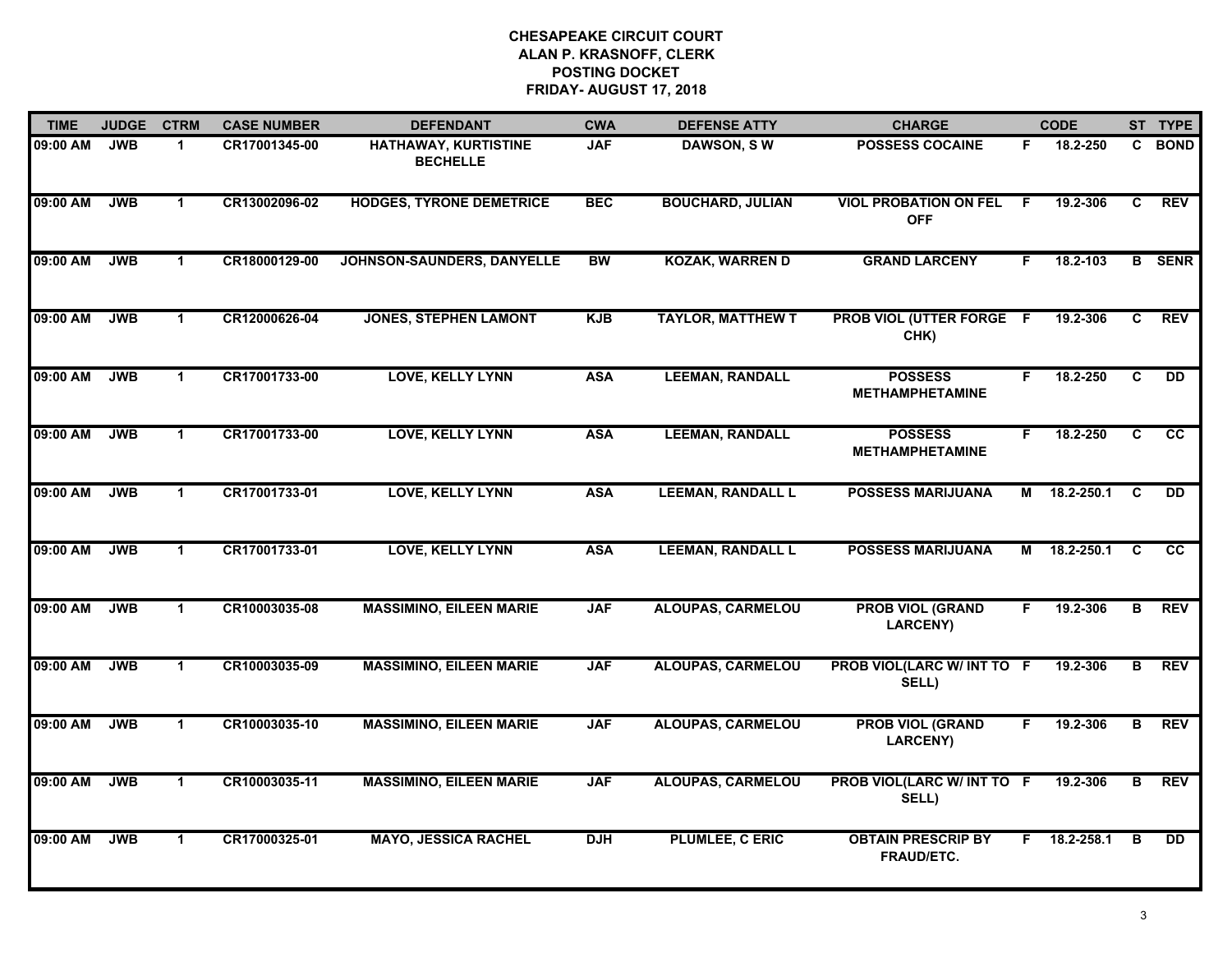# CHESAPEAKE CIRCUIT COURT
## ALAN P. KRASNOFF, CLERK
## POSTING DOCKET
## FRIDAY- AUGUST 17, 2018

| TIME | JUDGE | CTRM | CASE NUMBER | DEFENDANT | CWA | DEFENSE ATTY | CHARGE | | CODE | ST | TYPE |
|---|---|---|---|---|---|---|---|---|---|---|---|
| 09:00 AM | JWB | 1 | CR17001345-00 | HATHAWAY, KURTISTINE BECHELLE | JAF | DAWSON, S W | POSSESS COCAINE | F | 18.2-250 | C | BOND |
| 09:00 AM | JWB | 1 | CR13002096-02 | HODGES, TYRONE DEMETRICE | BEC | BOUCHARD, JULIAN | VIOL PROBATION ON FEL OFF | F | 19.2-306 | C | REV |
| 09:00 AM | JWB | 1 | CR18000129-00 | JOHNSON-SAUNDERS, DANYELLE | BW | KOZAK, WARREN D | GRAND LARCENY | F | 18.2-103 | B | SENR |
| 09:00 AM | JWB | 1 | CR12000626-04 | JONES, STEPHEN LAMONT | KJB | TAYLOR, MATTHEW T | PROB VIOL (UTTER FORGE CHK) | F | 19.2-306 | C | REV |
| 09:00 AM | JWB | 1 | CR17001733-00 | LOVE, KELLY LYNN | ASA | LEEMAN, RANDALL | POSSESS METHAMPHETAMINE | F | 18.2-250 | C | DD |
| 09:00 AM | JWB | 1 | CR17001733-00 | LOVE, KELLY LYNN | ASA | LEEMAN, RANDALL | POSSESS METHAMPHETAMINE | F | 18.2-250 | C | CC |
| 09:00 AM | JWB | 1 | CR17001733-01 | LOVE, KELLY LYNN | ASA | LEEMAN, RANDALL L | POSSESS MARIJUANA | M | 18.2-250.1 | C | DD |
| 09:00 AM | JWB | 1 | CR17001733-01 | LOVE, KELLY LYNN | ASA | LEEMAN, RANDALL L | POSSESS MARIJUANA | M | 18.2-250.1 | C | CC |
| 09:00 AM | JWB | 1 | CR10003035-08 | MASSIMINO, EILEEN MARIE | JAF | ALOUPAS, CARMELOU | PROB VIOL (GRAND LARCENY) | F | 19.2-306 | B | REV |
| 09:00 AM | JWB | 1 | CR10003035-09 | MASSIMINO, EILEEN MARIE | JAF | ALOUPAS, CARMELOU | PROB VIOL(LARC W/ INT TO SELL) | F | 19.2-306 | B | REV |
| 09:00 AM | JWB | 1 | CR10003035-10 | MASSIMINO, EILEEN MARIE | JAF | ALOUPAS, CARMELOU | PROB VIOL (GRAND LARCENY) | F | 19.2-306 | B | REV |
| 09:00 AM | JWB | 1 | CR10003035-11 | MASSIMINO, EILEEN MARIE | JAF | ALOUPAS, CARMELOU | PROB VIOL(LARC W/ INT TO SELL) | F | 19.2-306 | B | REV |
| 09:00 AM | JWB | 1 | CR17000325-01 | MAYO, JESSICA RACHEL | DJH | PLUMLEE, C ERIC | OBTAIN PRESCRIP BY FRAUD/ETC. | F | 18.2-258.1 | B | DD |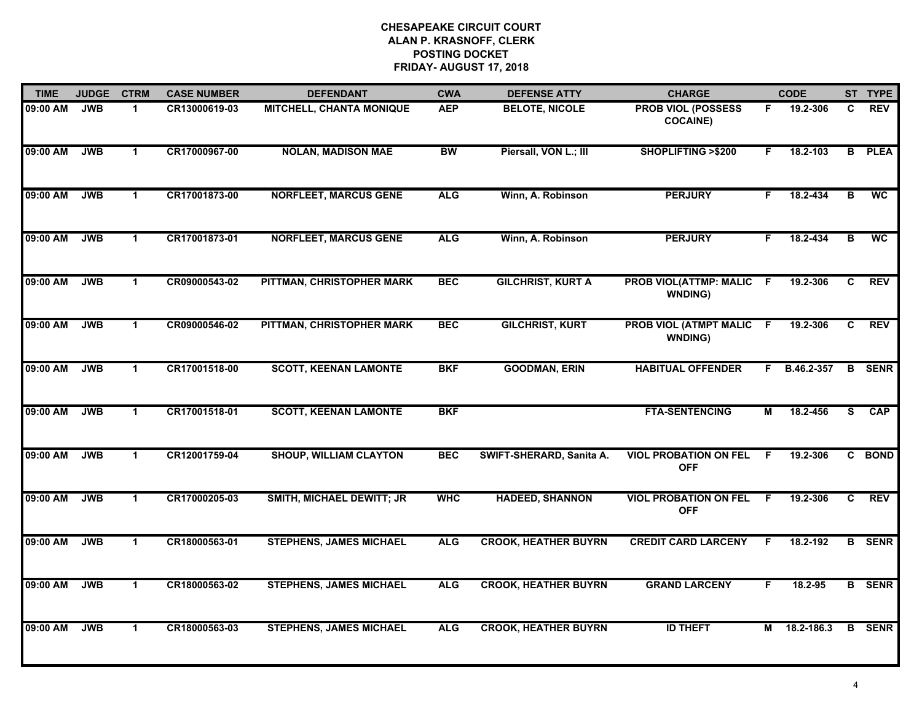**CHESAPEAKE CIRCUIT COURT**
**ALAN P. KRASNOFF, CLERK**
**POSTING DOCKET**
**FRIDAY- AUGUST 17, 2018**

| TIME | JUDGE | CTRM | CASE NUMBER | DEFENDANT | CWA | DEFENSE ATTY | CHARGE | | CODE | ST | TYPE |
|---|---|---|---|---|---|---|---|---|---|---|---|
| 09:00 AM | JWB | 1 | CR13000619-03 | MITCHELL, CHANTA MONIQUE | AEP | BELOTE, NICOLE | PROB VIOL (POSSESS COCAINE) | F | 19.2-306 | C | REV |
| 09:00 AM | JWB | 1 | CR17000967-00 | NOLAN, MADISON MAE | BW | Piersall, VON L.; III | SHOPLIFTING >$200 | F | 18.2-103 | B | PLEA |
| 09:00 AM | JWB | 1 | CR17001873-00 | NORFLEET, MARCUS GENE | ALG | Winn, A. Robinson | PERJURY | F | 18.2-434 | B | WC |
| 09:00 AM | JWB | 1 | CR17001873-01 | NORFLEET, MARCUS GENE | ALG | Winn, A. Robinson | PERJURY | F | 18.2-434 | B | WC |
| 09:00 AM | JWB | 1 | CR09000543-02 | PITTMAN, CHRISTOPHER MARK | BEC | GILCHRIST, KURT A | PROB VIOL(ATTMP: MALIC WNDING) | F | 19.2-306 | C | REV |
| 09:00 AM | JWB | 1 | CR09000546-02 | PITTMAN, CHRISTOPHER MARK | BEC | GILCHRIST, KURT | PROB VIOL (ATMPT MALIC WNDING) | F | 19.2-306 | C | REV |
| 09:00 AM | JWB | 1 | CR17001518-00 | SCOTT, KEENAN LAMONTE | BKF | GOODMAN, ERIN | HABITUAL OFFENDER | F | B.46.2-357 | B | SENR |
| 09:00 AM | JWB | 1 | CR17001518-01 | SCOTT, KEENAN LAMONTE | BKF | | FTA-SENTENCING | M | 18.2-456 | S | CAP |
| 09:00 AM | JWB | 1 | CR12001759-04 | SHOUP, WILLIAM CLAYTON | BEC | SWIFT-SHERARD, Sanita A. | VIOL PROBATION ON FEL OFF | F | 19.2-306 | C | BOND |
| 09:00 AM | JWB | 1 | CR17000205-03 | SMITH, MICHAEL DEWITT; JR | WHC | HADEED, SHANNON | VIOL PROBATION ON FEL OFF | F | 19.2-306 | C | REV |
| 09:00 AM | JWB | 1 | CR18000563-01 | STEPHENS, JAMES MICHAEL | ALG | CROOK, HEATHER BUYRN | CREDIT CARD LARCENY | F | 18.2-192 | B | SENR |
| 09:00 AM | JWB | 1 | CR18000563-02 | STEPHENS, JAMES MICHAEL | ALG | CROOK, HEATHER BUYRN | GRAND LARCENY | F | 18.2-95 | B | SENR |
| 09:00 AM | JWB | 1 | CR18000563-03 | STEPHENS, JAMES MICHAEL | ALG | CROOK, HEATHER BUYRN | ID THEFT | M | 18.2-186.3 | B | SENR |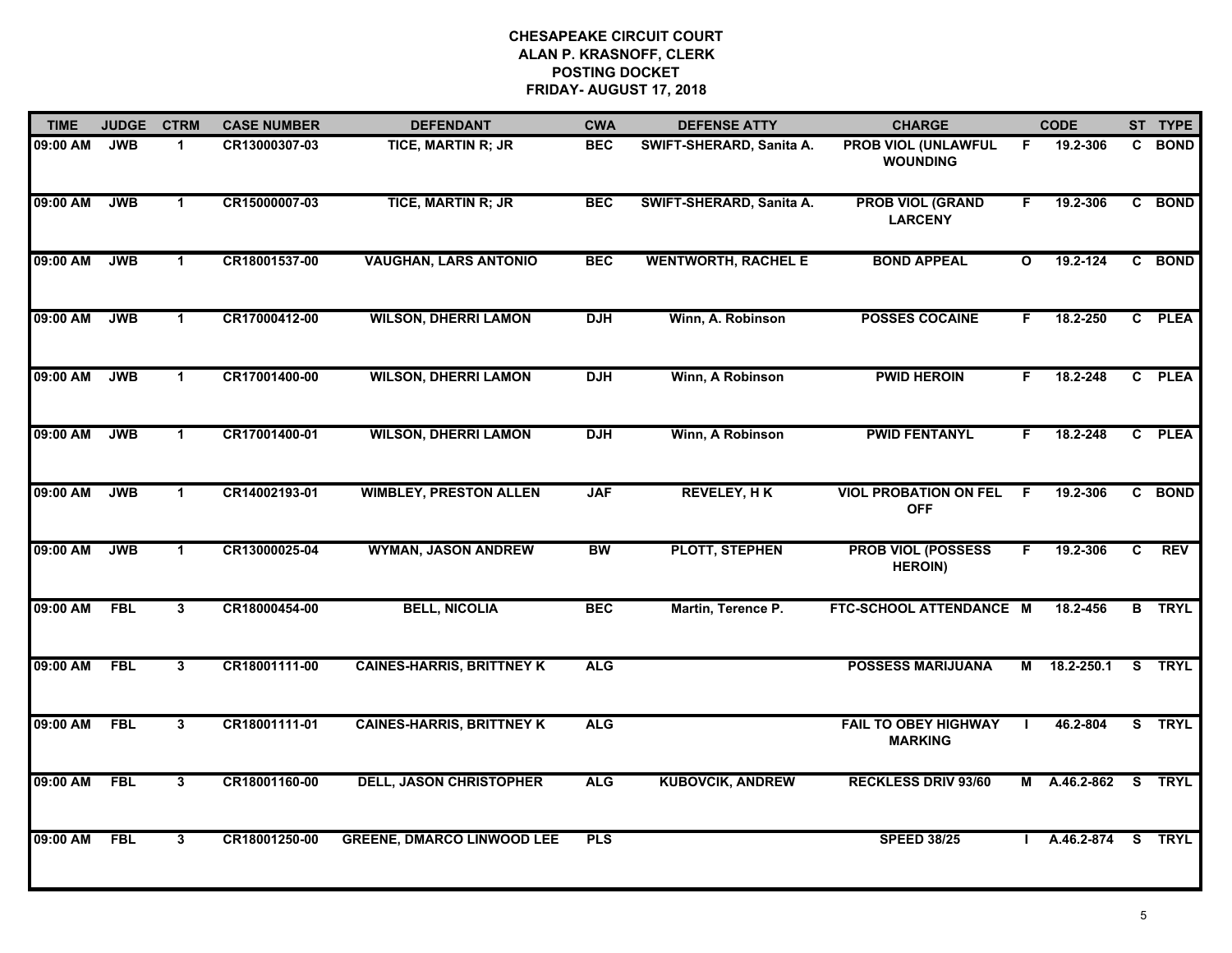# CHESAPEAKE CIRCUIT COURT
## ALAN P. KRASNOFF, CLERK
## POSTING DOCKET
## FRIDAY- AUGUST 17, 2018

| TIME | JUDGE | CTRM | CASE NUMBER | DEFENDANT | CWA | DEFENSE ATTY | CHARGE | | CODE | ST | TYPE |
|---|---|---|---|---|---|---|---|---|---|---|---|
| 09:00 AM | JWB | 1 | CR13000307-03 | TICE, MARTIN R; JR | BEC | SWIFT-SHERARD, Sanita A. | PROB VIOL (UNLAWFUL WOUNDING | F | 19.2-306 | C | BOND |
| 09:00 AM | JWB | 1 | CR15000007-03 | TICE, MARTIN R; JR | BEC | SWIFT-SHERARD, Sanita A. | PROB VIOL (GRAND LARCENY | F | 19.2-306 | C | BOND |
| 09:00 AM | JWB | 1 | CR18001537-00 | VAUGHAN, LARS ANTONIO | BEC | WENTWORTH, RACHEL E | BOND APPEAL | O | 19.2-124 | C | BOND |
| 09:00 AM | JWB | 1 | CR17000412-00 | WILSON, DHERRI LAMON | DJH | Winn, A. Robinson | POSSES COCAINE | F | 18.2-250 | C | PLEA |
| 09:00 AM | JWB | 1 | CR17001400-00 | WILSON, DHERRI LAMON | DJH | Winn, A Robinson | PWID HEROIN | F | 18.2-248 | C | PLEA |
| 09:00 AM | JWB | 1 | CR17001400-01 | WILSON, DHERRI LAMON | DJH | Winn, A Robinson | PWID FENTANYL | F | 18.2-248 | C | PLEA |
| 09:00 AM | JWB | 1 | CR14002193-01 | WIMBLEY, PRESTON ALLEN | JAF | REVELEY, H K | VIOL PROBATION ON FEL OFF | F | 19.2-306 | C | BOND |
| 09:00 AM | JWB | 1 | CR13000025-04 | WYMAN, JASON ANDREW | BW | PLOTT, STEPHEN | PROB VIOL (POSSESS HEROIN) | F | 19.2-306 | C | REV |
| 09:00 AM | FBL | 3 | CR18000454-00 | BELL, NICOLIA | BEC | Martin, Terence P. | FTC-SCHOOL ATTENDANCE | M | 18.2-456 | B | TRYL |
| 09:00 AM | FBL | 3 | CR18001111-00 | CAINES-HARRIS, BRITTNEY K | ALG | | POSSESS MARIJUANA | M | 18.2-250.1 | S | TRYL |
| 09:00 AM | FBL | 3 | CR18001111-01 | CAINES-HARRIS, BRITTNEY K | ALG | | FAIL TO OBEY HIGHWAY MARKING | I | 46.2-804 | S | TRYL |
| 09:00 AM | FBL | 3 | CR18001160-00 | DELL, JASON CHRISTOPHER | ALG | KUBOVCIK, ANDREW | RECKLESS DRIV 93/60 | M | A.46.2-862 | S | TRYL |
| 09:00 AM | FBL | 3 | CR18001250-00 | GREENE, DMARCO LINWOOD LEE | PLS | | SPEED 38/25 | I | A.46.2-874 | S | TRYL |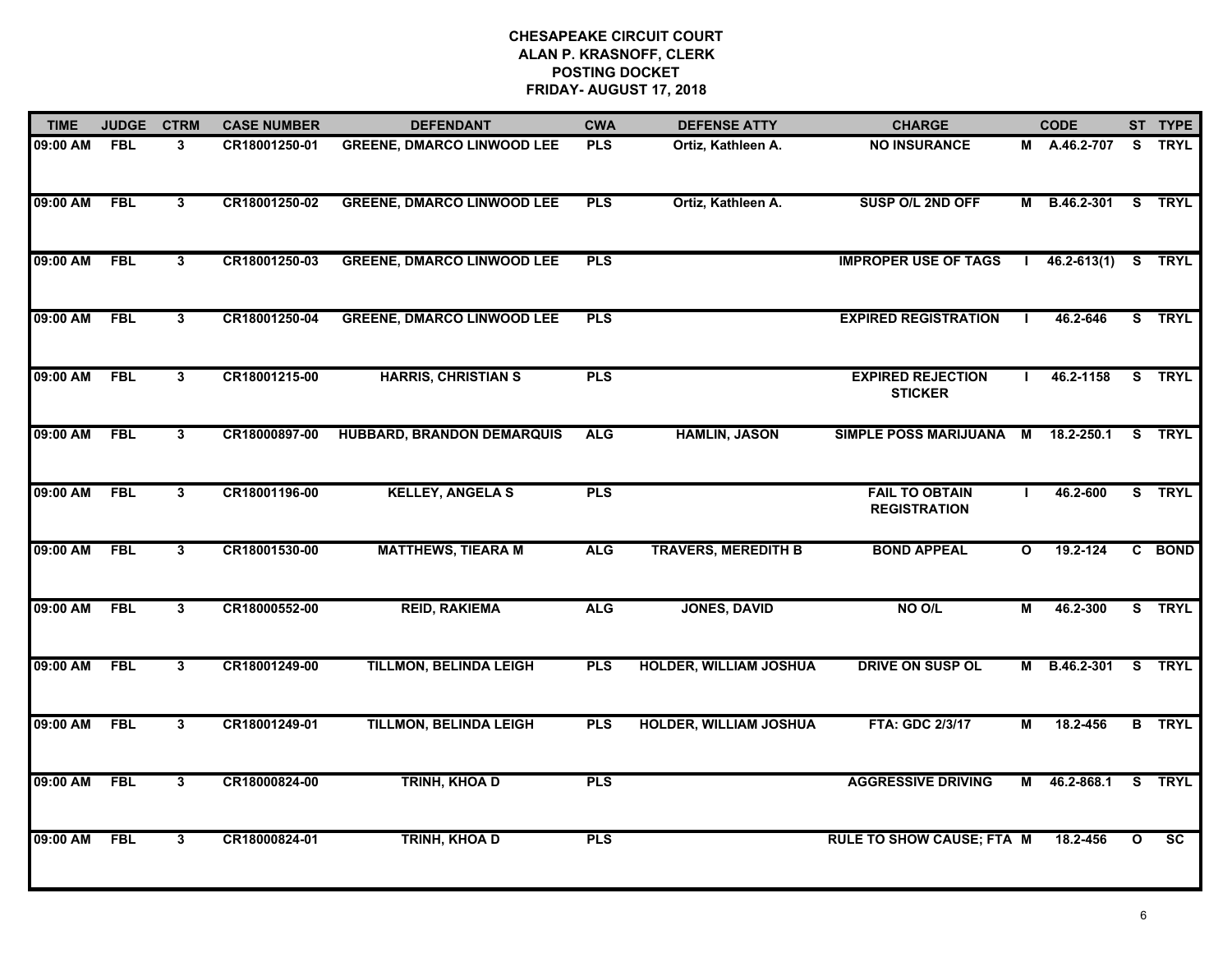# CHESAPEAKE CIRCUIT COURT
## ALAN P. KRASNOFF, CLERK
## POSTING DOCKET
## FRIDAY- AUGUST 17, 2018

| TIME | JUDGE | CTRM | CASE NUMBER | DEFENDANT | CWA | DEFENSE ATTY | CHARGE | | CODE | ST | TYPE |
|---|---|---|---|---|---|---|---|---|---|---|---|
| 09:00 AM | FBL | 3 | CR18001250-01 | GREENE, DMARCO LINWOOD LEE | PLS | Ortiz, Kathleen A. | NO INSURANCE | M | A.46.2-707 | S | TRYL |
| 09:00 AM | FBL | 3 | CR18001250-02 | GREENE, DMARCO LINWOOD LEE | PLS | Ortiz, Kathleen A. | SUSP O/L 2ND OFF | M | B.46.2-301 | S | TRYL |
| 09:00 AM | FBL | 3 | CR18001250-03 | GREENE, DMARCO LINWOOD LEE | PLS | | IMPROPER USE OF TAGS | I | 46.2-613(1) | S | TRYL |
| 09:00 AM | FBL | 3 | CR18001250-04 | GREENE, DMARCO LINWOOD LEE | PLS | | EXPIRED REGISTRATION | I | 46.2-646 | S | TRYL |
| 09:00 AM | FBL | 3 | CR18001215-00 | HARRIS, CHRISTIAN S | PLS | | EXPIRED REJECTION STICKER | I | 46.2-1158 | S | TRYL |
| 09:00 AM | FBL | 3 | CR18000897-00 | HUBBARD, BRANDON DEMARQUIS | ALG | HAMLIN, JASON | SIMPLE POSS MARIJUANA | M | 18.2-250.1 | S | TRYL |
| 09:00 AM | FBL | 3 | CR18001196-00 | KELLEY, ANGELA S | PLS | | FAIL TO OBTAIN REGISTRATION | I | 46.2-600 | S | TRYL |
| 09:00 AM | FBL | 3 | CR18001530-00 | MATTHEWS, TIEARA M | ALG | TRAVERS, MEREDITH B | BOND APPEAL | O | 19.2-124 | C | BOND |
| 09:00 AM | FBL | 3 | CR18000552-00 | REID, RAKIEMA | ALG | JONES, DAVID | NO O/L | M | 46.2-300 | S | TRYL |
| 09:00 AM | FBL | 3 | CR18001249-00 | TILLMON, BELINDA LEIGH | PLS | HOLDER, WILLIAM JOSHUA | DRIVE ON SUSP OL | M | B.46.2-301 | S | TRYL |
| 09:00 AM | FBL | 3 | CR18001249-01 | TILLMON, BELINDA LEIGH | PLS | HOLDER, WILLIAM JOSHUA | FTA: GDC 2/3/17 | M | 18.2-456 | B | TRYL |
| 09:00 AM | FBL | 3 | CR18000824-00 | TRINH, KHOA D | PLS | | AGGRESSIVE DRIVING | M | 46.2-868.1 | S | TRYL |
| 09:00 AM | FBL | 3 | CR18000824-01 | TRINH, KHOA D | PLS | | RULE TO SHOW CAUSE; FTA | M | 18.2-456 | O | SC |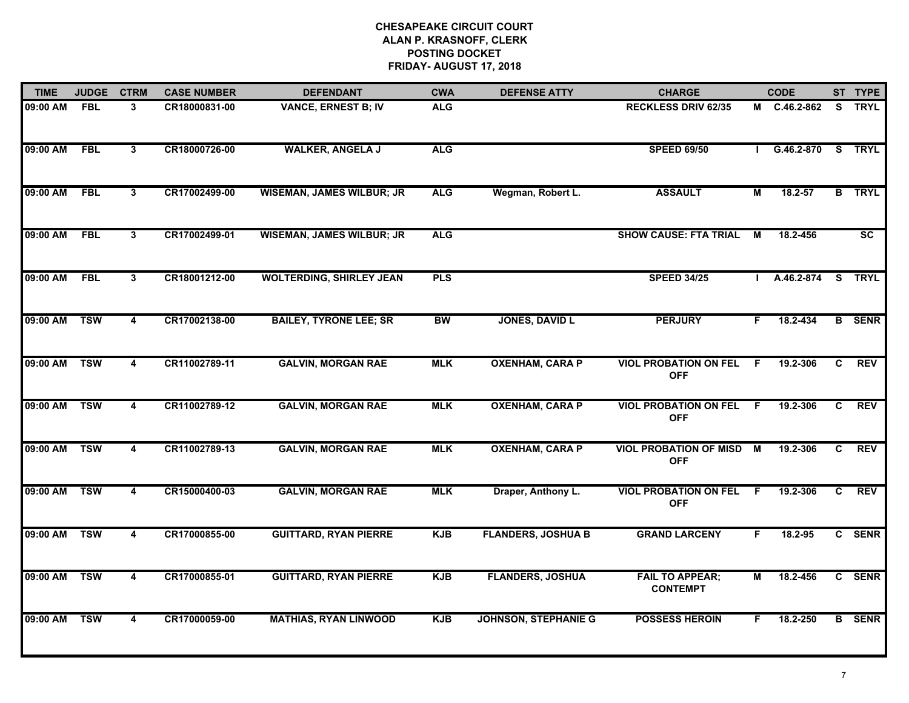**CHESAPEAKE CIRCUIT COURT**
**ALAN P. KRASNOFF, CLERK**
**POSTING DOCKET**
**FRIDAY- AUGUST 17, 2018**

| TIME | JUDGE | CTRM | CASE NUMBER | DEFENDANT | CWA | DEFENSE ATTY | CHARGE | | CODE | ST | TYPE |
|---|---|---|---|---|---|---|---|---|---|---|---|
| 09:00 AM | FBL | 3 | CR18000831-00 | VANCE, ERNEST B; IV | ALG | | RECKLESS DRIV 62/35 | M | C.46.2-862 | S | TRYL |
| 09:00 AM | FBL | 3 | CR18000726-00 | WALKER, ANGELA J | ALG | | SPEED 69/50 | I | G.46.2-870 | S | TRYL |
| 09:00 AM | FBL | 3 | CR17002499-00 | WISEMAN, JAMES WILBUR; JR | ALG | Wegman, Robert L. | ASSAULT | M | 18.2-57 | B | TRYL |
| 09:00 AM | FBL | 3 | CR17002499-01 | WISEMAN, JAMES WILBUR; JR | ALG | | SHOW CAUSE: FTA TRIAL | M | 18.2-456 | | SC |
| 09:00 AM | FBL | 3 | CR18001212-00 | WOLTERDING, SHIRLEY JEAN | PLS | | SPEED 34/25 | I | A.46.2-874 | S | TRYL |
| 09:00 AM | TSW | 4 | CR17002138-00 | BAILEY, TYRONE LEE; SR | BW | JONES, DAVID L | PERJURY | F | 18.2-434 | B | SENR |
| 09:00 AM | TSW | 4 | CR11002789-11 | GALVIN, MORGAN RAE | MLK | OXENHAM, CARA P | VIOL PROBATION ON FEL OFF | F | 19.2-306 | C | REV |
| 09:00 AM | TSW | 4 | CR11002789-12 | GALVIN, MORGAN RAE | MLK | OXENHAM, CARA P | VIOL PROBATION ON FEL OFF | F | 19.2-306 | C | REV |
| 09:00 AM | TSW | 4 | CR11002789-13 | GALVIN, MORGAN RAE | MLK | OXENHAM, CARA P | VIOL PROBATION OF MISD OFF | M | 19.2-306 | C | REV |
| 09:00 AM | TSW | 4 | CR15000400-03 | GALVIN, MORGAN RAE | MLK | Draper, Anthony L. | VIOL PROBATION ON FEL OFF | F | 19.2-306 | C | REV |
| 09:00 AM | TSW | 4 | CR17000855-00 | GUITTARD, RYAN PIERRE | KJB | FLANDERS, JOSHUA B | GRAND LARCENY | F | 18.2-95 | C | SENR |
| 09:00 AM | TSW | 4 | CR17000855-01 | GUITTARD, RYAN PIERRE | KJB | FLANDERS, JOSHUA | FAIL TO APPEAR; CONTEMPT | M | 18.2-456 | C | SENR |
| 09:00 AM | TSW | 4 | CR17000059-00 | MATHIAS, RYAN LINWOOD | KJB | JOHNSON, STEPHANIE G | POSSESS HEROIN | F | 18.2-250 | B | SENR |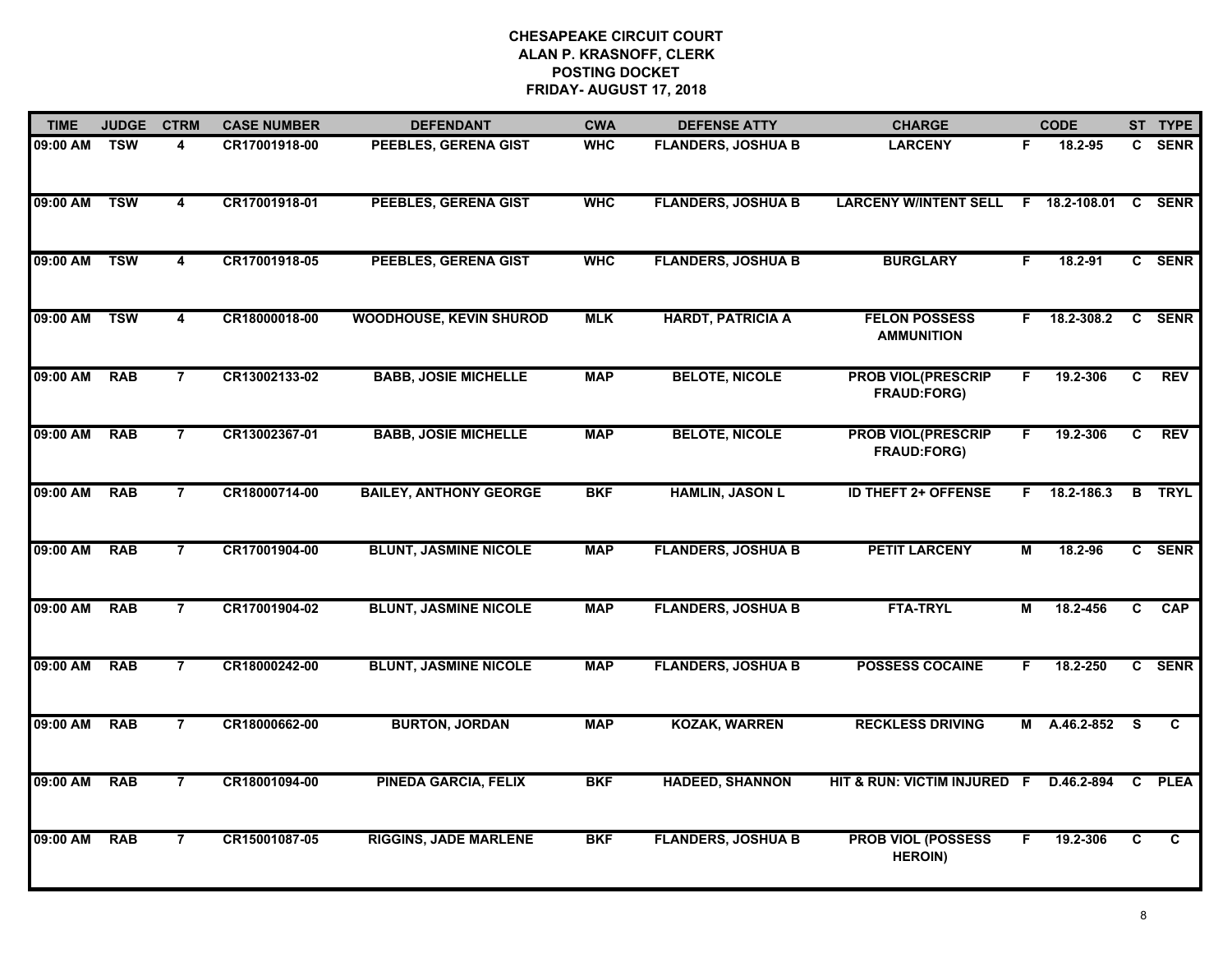**CHESAPEAKE CIRCUIT COURT**
**ALAN P. KRASNOFF, CLERK**
**POSTING DOCKET**
**FRIDAY- AUGUST 17, 2018**

| TIME | JUDGE | CTRM | CASE NUMBER | DEFENDANT | CWA | DEFENSE ATTY | CHARGE | | CODE | ST | TYPE |
|---|---|---|---|---|---|---|---|---|---|---|---|
| 09:00 AM | TSW | 4 | CR17001918-00 | PEEBLES, GERENA GIST | WHC | FLANDERS, JOSHUA B | LARCENY | F | 18.2-95 | C | SENR |
| 09:00 AM | TSW | 4 | CR17001918-01 | PEEBLES, GERENA GIST | WHC | FLANDERS, JOSHUA B | LARCENY W/INTENT SELL | F | 18.2-108.01 | C | SENR |
| 09:00 AM | TSW | 4 | CR17001918-05 | PEEBLES, GERENA GIST | WHC | FLANDERS, JOSHUA B | BURGLARY | F | 18.2-91 | C | SENR |
| 09:00 AM | TSW | 4 | CR18000018-00 | WOODHOUSE, KEVIN SHUROD | MLK | HARDT, PATRICIA A | FELON POSSESS AMMUNITION | F | 18.2-308.2 | C | SENR |
| 09:00 AM | RAB | 7 | CR13002133-02 | BABB, JOSIE MICHELLE | MAP | BELOTE, NICOLE | PROB VIOL(PRESCRIP FRAUD:FORG) | F | 19.2-306 | C | REV |
| 09:00 AM | RAB | 7 | CR13002367-01 | BABB, JOSIE MICHELLE | MAP | BELOTE, NICOLE | PROB VIOL(PRESCRIP FRAUD:FORG) | F | 19.2-306 | C | REV |
| 09:00 AM | RAB | 7 | CR18000714-00 | BAILEY, ANTHONY GEORGE | BKF | HAMLIN, JASON L | ID THEFT 2+ OFFENSE | F | 18.2-186.3 | B | TRYL |
| 09:00 AM | RAB | 7 | CR17001904-00 | BLUNT, JASMINE NICOLE | MAP | FLANDERS, JOSHUA B | PETIT LARCENY | M | 18.2-96 | C | SENR |
| 09:00 AM | RAB | 7 | CR17001904-02 | BLUNT, JASMINE NICOLE | MAP | FLANDERS, JOSHUA B | FTA-TRYL | M | 18.2-456 | C | CAP |
| 09:00 AM | RAB | 7 | CR18000242-00 | BLUNT, JASMINE NICOLE | MAP | FLANDERS, JOSHUA B | POSSESS COCAINE | F | 18.2-250 | C | SENR |
| 09:00 AM | RAB | 7 | CR18000662-00 | BURTON, JORDAN | MAP | KOZAK, WARREN | RECKLESS DRIVING | M | A.46.2-852 | S | C |
| 09:00 AM | RAB | 7 | CR18001094-00 | PINEDA GARCIA, FELIX | BKF | HADEED, SHANNON | HIT & RUN: VICTIM INJURED | F | D.46.2-894 | C | PLEA |
| 09:00 AM | RAB | 7 | CR15001087-05 | RIGGINS, JADE MARLENE | BKF | FLANDERS, JOSHUA B | PROB VIOL (POSSESS HEROIN) | F | 19.2-306 | C | C |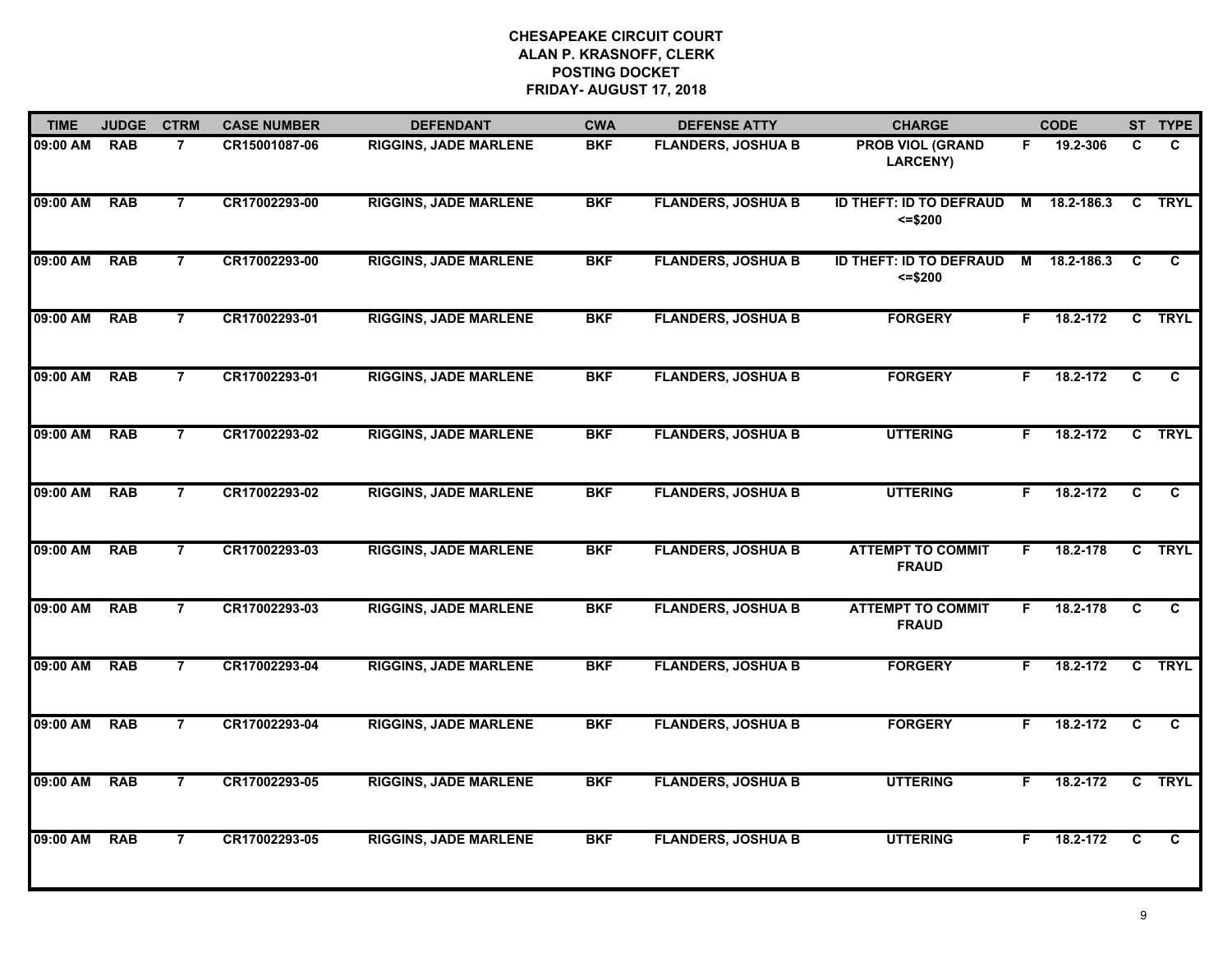# CHESAPEAKE CIRCUIT COURT
## ALAN P. KRASNOFF, CLERK
## POSTING DOCKET
## FRIDAY- AUGUST 17, 2018

| TIME | JUDGE | CTRM | CASE NUMBER | DEFENDANT | CWA | DEFENSE ATTY | CHARGE | | CODE | ST | TYPE |
|---|---|---|---|---|---|---|---|---|---|---|---|
| 09:00 AM | RAB | 7 | CR15001087-06 | RIGGINS, JADE MARLENE | BKF | FLANDERS, JOSHUA B | PROB VIOL (GRAND LARCENY) | F | 19.2-306 | C | C |
| 09:00 AM | RAB | 7 | CR17002293-00 | RIGGINS, JADE MARLENE | BKF | FLANDERS, JOSHUA B | ID THEFT: ID TO DEFRAUD <=$200 | M | 18.2-186.3 | C | TRYL |
| 09:00 AM | RAB | 7 | CR17002293-00 | RIGGINS, JADE MARLENE | BKF | FLANDERS, JOSHUA B | ID THEFT: ID TO DEFRAUD <=$200 | M | 18.2-186.3 | C | C |
| 09:00 AM | RAB | 7 | CR17002293-01 | RIGGINS, JADE MARLENE | BKF | FLANDERS, JOSHUA B | FORGERY | F | 18.2-172 | C | TRYL |
| 09:00 AM | RAB | 7 | CR17002293-01 | RIGGINS, JADE MARLENE | BKF | FLANDERS, JOSHUA B | FORGERY | F | 18.2-172 | C | C |
| 09:00 AM | RAB | 7 | CR17002293-02 | RIGGINS, JADE MARLENE | BKF | FLANDERS, JOSHUA B | UTTERING | F | 18.2-172 | C | TRYL |
| 09:00 AM | RAB | 7 | CR17002293-02 | RIGGINS, JADE MARLENE | BKF | FLANDERS, JOSHUA B | UTTERING | F | 18.2-172 | C | C |
| 09:00 AM | RAB | 7 | CR17002293-03 | RIGGINS, JADE MARLENE | BKF | FLANDERS, JOSHUA B | ATTEMPT TO COMMIT FRAUD | F | 18.2-178 | C | TRYL |
| 09:00 AM | RAB | 7 | CR17002293-03 | RIGGINS, JADE MARLENE | BKF | FLANDERS, JOSHUA B | ATTEMPT TO COMMIT FRAUD | F | 18.2-178 | C | C |
| 09:00 AM | RAB | 7 | CR17002293-04 | RIGGINS, JADE MARLENE | BKF | FLANDERS, JOSHUA B | FORGERY | F | 18.2-172 | C | TRYL |
| 09:00 AM | RAB | 7 | CR17002293-04 | RIGGINS, JADE MARLENE | BKF | FLANDERS, JOSHUA B | FORGERY | F | 18.2-172 | C | C |
| 09:00 AM | RAB | 7 | CR17002293-05 | RIGGINS, JADE MARLENE | BKF | FLANDERS, JOSHUA B | UTTERING | F | 18.2-172 | C | TRYL |
| 09:00 AM | RAB | 7 | CR17002293-05 | RIGGINS, JADE MARLENE | BKF | FLANDERS, JOSHUA B | UTTERING | F | 18.2-172 | C | C |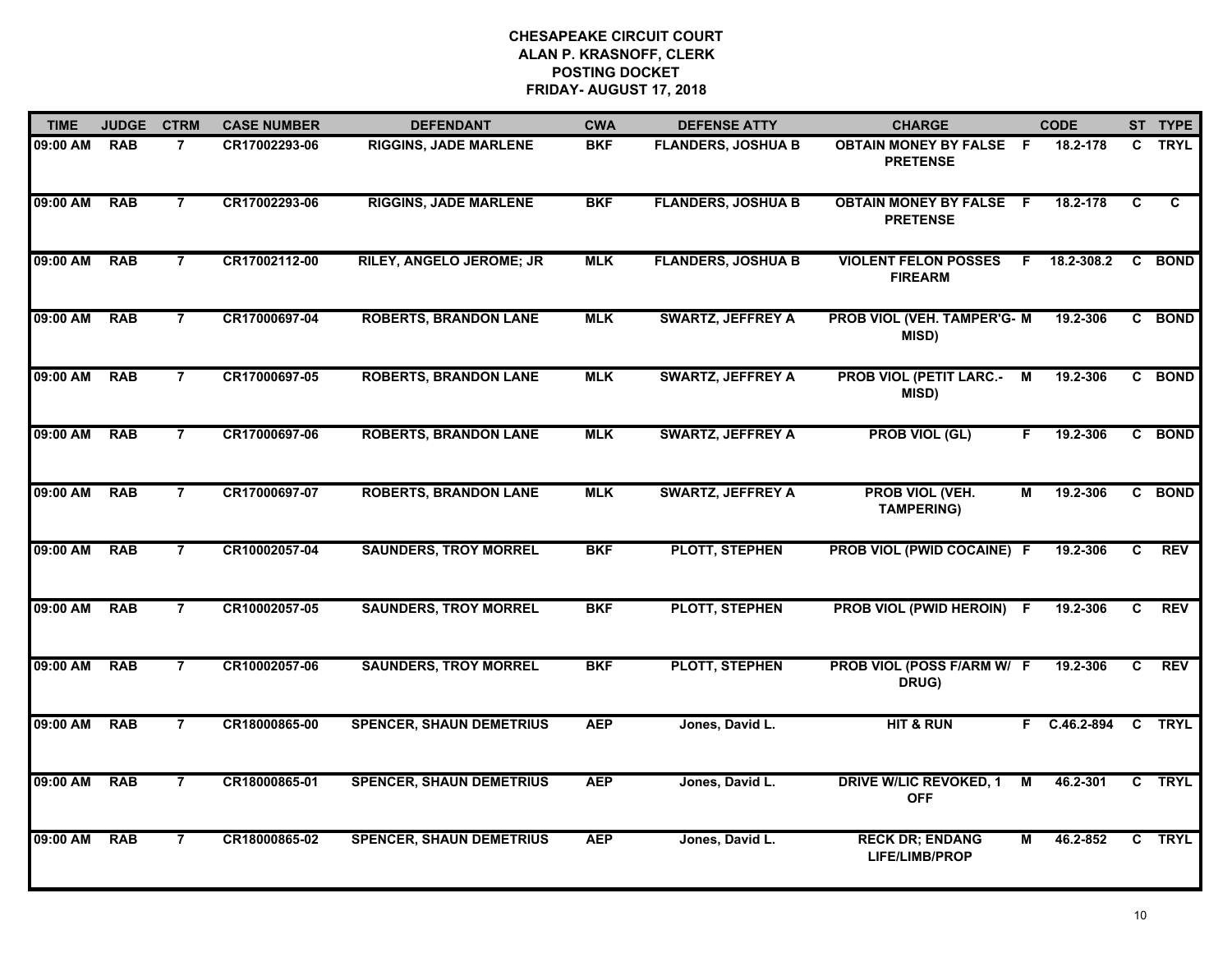# CHESAPEAKE CIRCUIT COURT
## ALAN P. KRASNOFF, CLERK
## POSTING DOCKET
## FRIDAY- AUGUST 17, 2018

| TIME | JUDGE | CTRM | CASE NUMBER | DEFENDANT | CWA | DEFENSE ATTY | CHARGE | | CODE | ST | TYPE |
|---|---|---|---|---|---|---|---|---|---|---|---|
| 09:00 AM | RAB | 7 | CR17002293-06 | RIGGINS, JADE MARLENE | BKF | FLANDERS, JOSHUA B | OBTAIN MONEY BY FALSE PRETENSE | F | 18.2-178 | C | TRYL |
| 09:00 AM | RAB | 7 | CR17002293-06 | RIGGINS, JADE MARLENE | BKF | FLANDERS, JOSHUA B | OBTAIN MONEY BY FALSE PRETENSE | F | 18.2-178 | C | C |
| 09:00 AM | RAB | 7 | CR17002112-00 | RILEY, ANGELO JEROME; JR | MLK | FLANDERS, JOSHUA B | VIOLENT FELON POSSES FIREARM | F | 18.2-308.2 | C | BOND |
| 09:00 AM | RAB | 7 | CR17000697-04 | ROBERTS, BRANDON LANE | MLK | SWARTZ, JEFFREY A | PROB VIOL (VEH. TAMPER'G- MISD) | M | 19.2-306 | C | BOND |
| 09:00 AM | RAB | 7 | CR17000697-05 | ROBERTS, BRANDON LANE | MLK | SWARTZ, JEFFREY A | PROB VIOL (PETIT LARC.- MISD) | M | 19.2-306 | C | BOND |
| 09:00 AM | RAB | 7 | CR17000697-06 | ROBERTS, BRANDON LANE | MLK | SWARTZ, JEFFREY A | PROB VIOL (GL) | F | 19.2-306 | C | BOND |
| 09:00 AM | RAB | 7 | CR17000697-07 | ROBERTS, BRANDON LANE | MLK | SWARTZ, JEFFREY A | PROB VIOL (VEH. TAMPERING) | M | 19.2-306 | C | BOND |
| 09:00 AM | RAB | 7 | CR10002057-04 | SAUNDERS, TROY MORREL | BKF | PLOTT, STEPHEN | PROB VIOL (PWID COCAINE) | F | 19.2-306 | C | REV |
| 09:00 AM | RAB | 7 | CR10002057-05 | SAUNDERS, TROY MORREL | BKF | PLOTT, STEPHEN | PROB VIOL (PWID HEROIN) | F | 19.2-306 | C | REV |
| 09:00 AM | RAB | 7 | CR10002057-06 | SAUNDERS, TROY MORREL | BKF | PLOTT, STEPHEN | PROB VIOL (POSS F/ARM W/ DRUG) | F | 19.2-306 | C | REV |
| 09:00 AM | RAB | 7 | CR18000865-00 | SPENCER, SHAUN DEMETRIUS | AEP | Jones, David L. | HIT & RUN | F | C.46.2-894 | C | TRYL |
| 09:00 AM | RAB | 7 | CR18000865-01 | SPENCER, SHAUN DEMETRIUS | AEP | Jones, David L. | DRIVE W/LIC REVOKED, 1 OFF | M | 46.2-301 | C | TRYL |
| 09:00 AM | RAB | 7 | CR18000865-02 | SPENCER, SHAUN DEMETRIUS | AEP | Jones, David L. | RECK DR; ENDANG LIFE/LIMB/PROP | M | 46.2-852 | C | TRYL |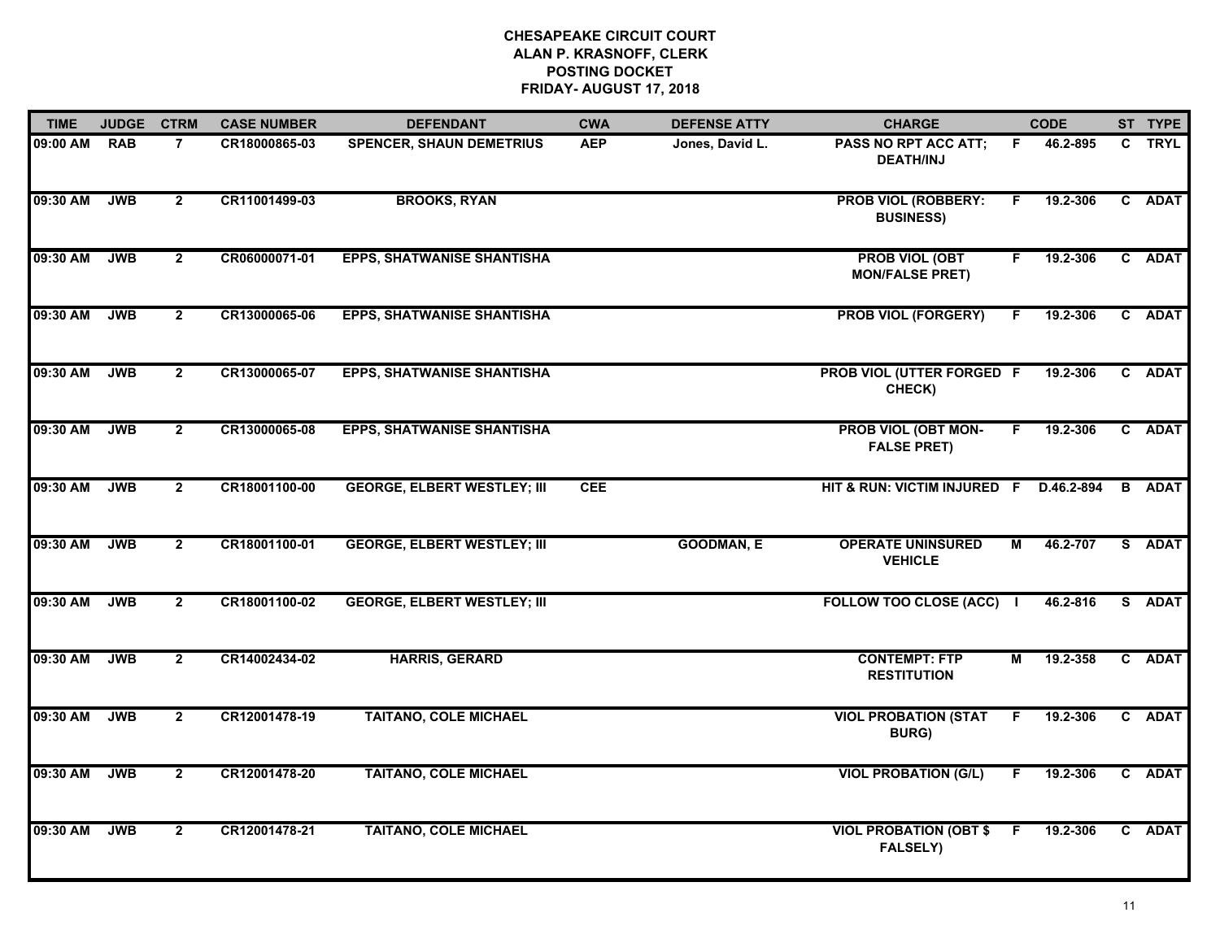# CHESAPEAKE CIRCUIT COURT
## ALAN P. KRASNOFF, CLERK
## POSTING DOCKET
## FRIDAY- AUGUST 17, 2018

| TIME | JUDGE | CTRM | CASE NUMBER | DEFENDANT | CWA | DEFENSE ATTY | CHARGE | | CODE | ST | TYPE |
|---|---|---|---|---|---|---|---|---|---|---|---|
| 09:00 AM | RAB | 7 | CR18000865-03 | SPENCER, SHAUN DEMETRIUS | AEP | Jones, David L. | PASS NO RPT ACC ATT; DEATH/INJ | F | 46.2-895 | C | TRYL |
| 09:30 AM | JWB | 2 | CR11001499-03 | BROOKS, RYAN | | | PROB VIOL (ROBBERY: BUSINESS) | F | 19.2-306 | C | ADAT |
| 09:30 AM | JWB | 2 | CR06000071-01 | EPPS, SHATWANISE SHANTISHA | | | PROB VIOL (OBT MON/FALSE PRET) | F | 19.2-306 | C | ADAT |
| 09:30 AM | JWB | 2 | CR13000065-06 | EPPS, SHATWANISE SHANTISHA | | | PROB VIOL (FORGERY) | F | 19.2-306 | C | ADAT |
| 09:30 AM | JWB | 2 | CR13000065-07 | EPPS, SHATWANISE SHANTISHA | | | PROB VIOL (UTTER FORGED CHECK) | F | 19.2-306 | C | ADAT |
| 09:30 AM | JWB | 2 | CR13000065-08 | EPPS, SHATWANISE SHANTISHA | | | PROB VIOL (OBT MON-FALSE PRET) | F | 19.2-306 | C | ADAT |
| 09:30 AM | JWB | 2 | CR18001100-00 | GEORGE, ELBERT WESTLEY; III | CEE | | HIT & RUN: VICTIM INJURED | F | D.46.2-894 | B | ADAT |
| 09:30 AM | JWB | 2 | CR18001100-01 | GEORGE, ELBERT WESTLEY; III | | GOODMAN, E | OPERATE UNINSURED VEHICLE | M | 46.2-707 | S | ADAT |
| 09:30 AM | JWB | 2 | CR18001100-02 | GEORGE, ELBERT WESTLEY; III | | | FOLLOW TOO CLOSE (ACC) | I | 46.2-816 | S | ADAT |
| 09:30 AM | JWB | 2 | CR14002434-02 | HARRIS, GERARD | | | CONTEMPT: FTP RESTITUTION | M | 19.2-358 | C | ADAT |
| 09:30 AM | JWB | 2 | CR12001478-19 | TAITANO, COLE MICHAEL | | | VIOL PROBATION (STAT BURG) | F | 19.2-306 | C | ADAT |
| 09:30 AM | JWB | 2 | CR12001478-20 | TAITANO, COLE MICHAEL | | | VIOL PROBATION (G/L) | F | 19.2-306 | C | ADAT |
| 09:30 AM | JWB | 2 | CR12001478-21 | TAITANO, COLE MICHAEL | | | VIOL PROBATION (OBT $ FALSELY) | F | 19.2-306 | C | ADAT |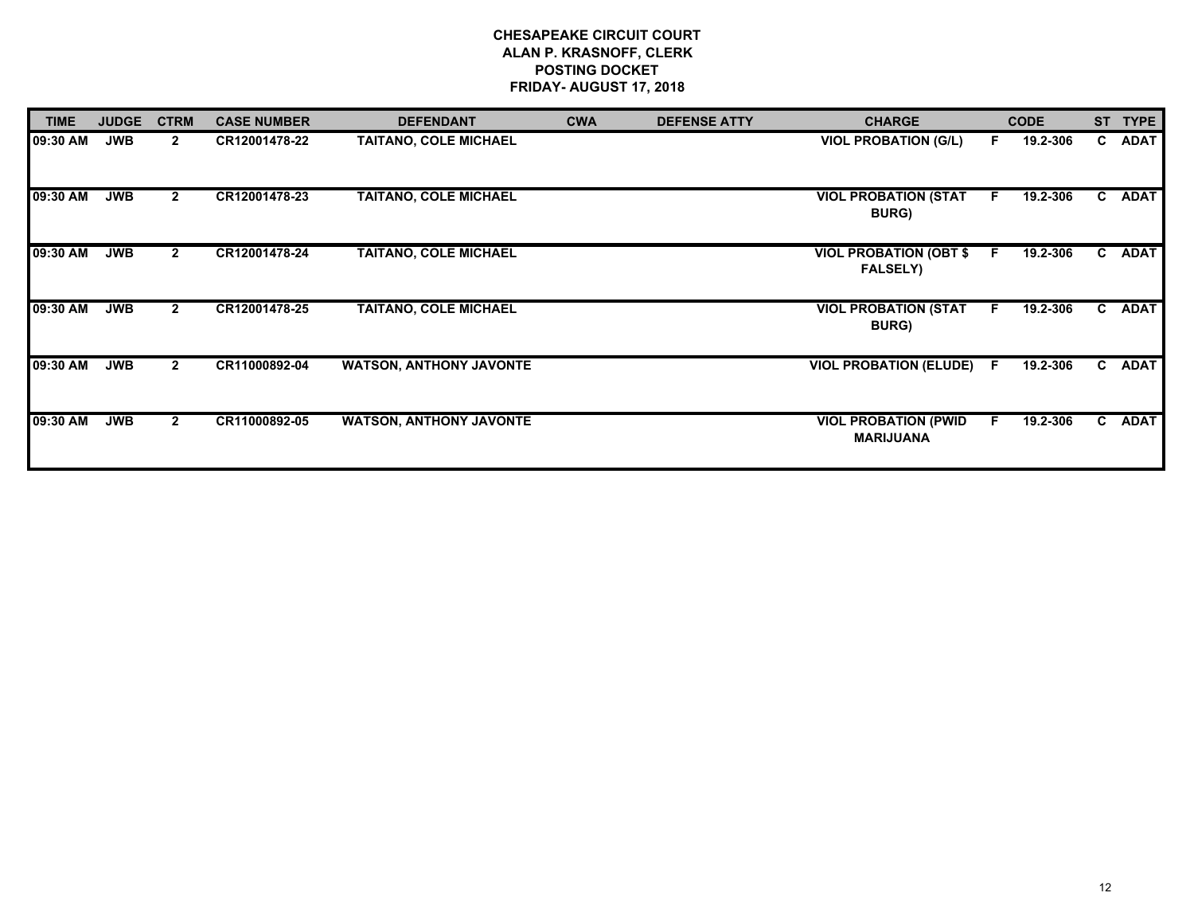**CHESAPEAKE CIRCUIT COURT**
**ALAN P. KRASNOFF, CLERK**
**POSTING DOCKET**
**FRIDAY- AUGUST 17, 2018**

| TIME | JUDGE | CTRM | CASE NUMBER | DEFENDANT | CWA | DEFENSE ATTY | CHARGE | | CODE | ST | TYPE |
|---|---|---|---|---|---|---|---|---|---|---|---|
| 09:30 AM | JWB | 2 | CR12001478-22 | TAITANO, COLE MICHAEL | | | VIOL PROBATION (G/L) | F | 19.2-306 | C | ADAT |
| 09:30 AM | JWB | 2 | CR12001478-23 | TAITANO, COLE MICHAEL | | | VIOL PROBATION (STAT BURG) | F | 19.2-306 | C | ADAT |
| 09:30 AM | JWB | 2 | CR12001478-24 | TAITANO, COLE MICHAEL | | | VIOL PROBATION (OBT $ FALSELY) | F | 19.2-306 | C | ADAT |
| 09:30 AM | JWB | 2 | CR12001478-25 | TAITANO, COLE MICHAEL | | | VIOL PROBATION (STAT BURG) | F | 19.2-306 | C | ADAT |
| 09:30 AM | JWB | 2 | CR11000892-04 | WATSON, ANTHONY JAVONTE | | | VIOL PROBATION (ELUDE) | F | 19.2-306 | C | ADAT |
| 09:30 AM | JWB | 2 | CR11000892-05 | WATSON, ANTHONY JAVONTE | | | VIOL PROBATION (PWID MARIJUANA | F | 19.2-306 | C | ADAT |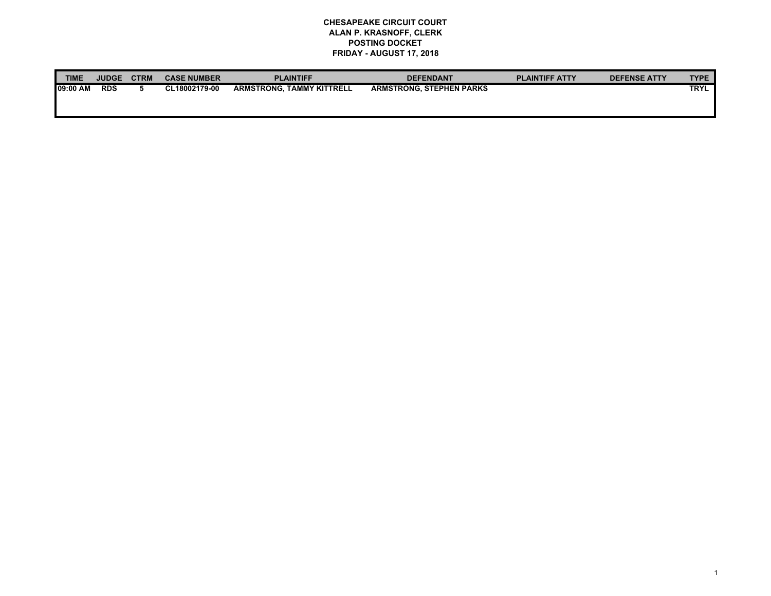**CHESAPEAKE CIRCUIT COURT**
**ALAN P. KRASNOFF, CLERK**
**POSTING DOCKET**
**FRIDAY - AUGUST 17, 2018**

| TIME | JUDGE | CTRM | CASE NUMBER | PLAINTIFF | DEFENDANT | PLAINTIFF ATTY | DEFENSE ATTY | TYPE |
|---|---|---|---|---|---|---|---|---|
| 09:00 AM | RDS | 5 | CL18002179-00 | ARMSTRONG, TAMMY KITTRELL | ARMSTRONG, STEPHEN PARKS | | | TRYL |